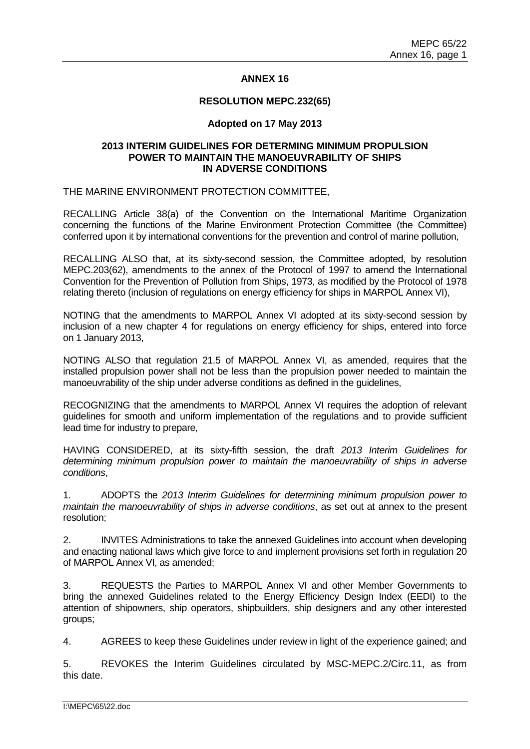# ANNEX 16

## RESOLUTION MEPC.232(65)

**Adopted on 17 May 2013**

## 2013 INTERIM GUIDELINES FOR DETERMING MINIMUM PROPULSION POWER TO MAINTAIN THE MANOEUVRABILITY OF SHIPS IN ADVERSE CONDITIONS

THE MARINE ENVIRONMENT PROTECTION COMMITTEE,

RECALLING Article 38(a) of the Convention on the International Maritime Organization concerning the functions of the Marine Environment Protection Committee (the Committee) conferred upon it by international conventions for the prevention and control of marine pollution,

RECALLING ALSO that, at its sixty-second session, the Committee adopted, by resolution MEPC.203(62), amendments to the annex of the Protocol of 1997 to amend the International Convention for the Prevention of Pollution from Ships, 1973, as modified by the Protocol of 1978 relating thereto (inclusion of regulations on energy efficiency for ships in MARPOL Annex VI),

NOTING that the amendments to MARPOL Annex VI adopted at its sixty-second session by inclusion of a new chapter 4 for regulations on energy efficiency for ships, entered into force on 1 January 2013,

NOTING ALSO that regulation 21.5 of MARPOL Annex VI, as amended, requires that the installed propulsion power shall not be less than the propulsion power needed to maintain the manoeuvrability of the ship under adverse conditions as defined in the guidelines,

RECOGNIZING that the amendments to MARPOL Annex VI requires the adoption of relevant guidelines for smooth and uniform implementation of the regulations and to provide sufficient lead time for industry to prepare,

HAVING CONSIDERED, at its sixty-fifth session, the draft *2013 Interim Guidelines for determining minimum propulsion power to maintain the manoeuvrability of ships in adverse conditions*,

1. ADOPTS the *2013 Interim Guidelines for determining minimum propulsion power to maintain the manoeuvrability of ships in adverse conditions*, as set out at annex to the present resolution;

2. INVITES Administrations to take the annexed Guidelines into account when developing and enacting national laws which give force to and implement provisions set forth in regulation 20 of MARPOL Annex VI, as amended;

3. REQUESTS the Parties to MARPOL Annex VI and other Member Governments to bring the annexed Guidelines related to the Energy Efficiency Design Index (EEDI) to the attention of shipowners, ship operators, shipbuilders, ship designers and any other interested groups;

4. AGREES to keep these Guidelines under review in light of the experience gained; and

5. REVOKES the Interim Guidelines circulated by MSC-MEPC.2/Circ.11, as from this date.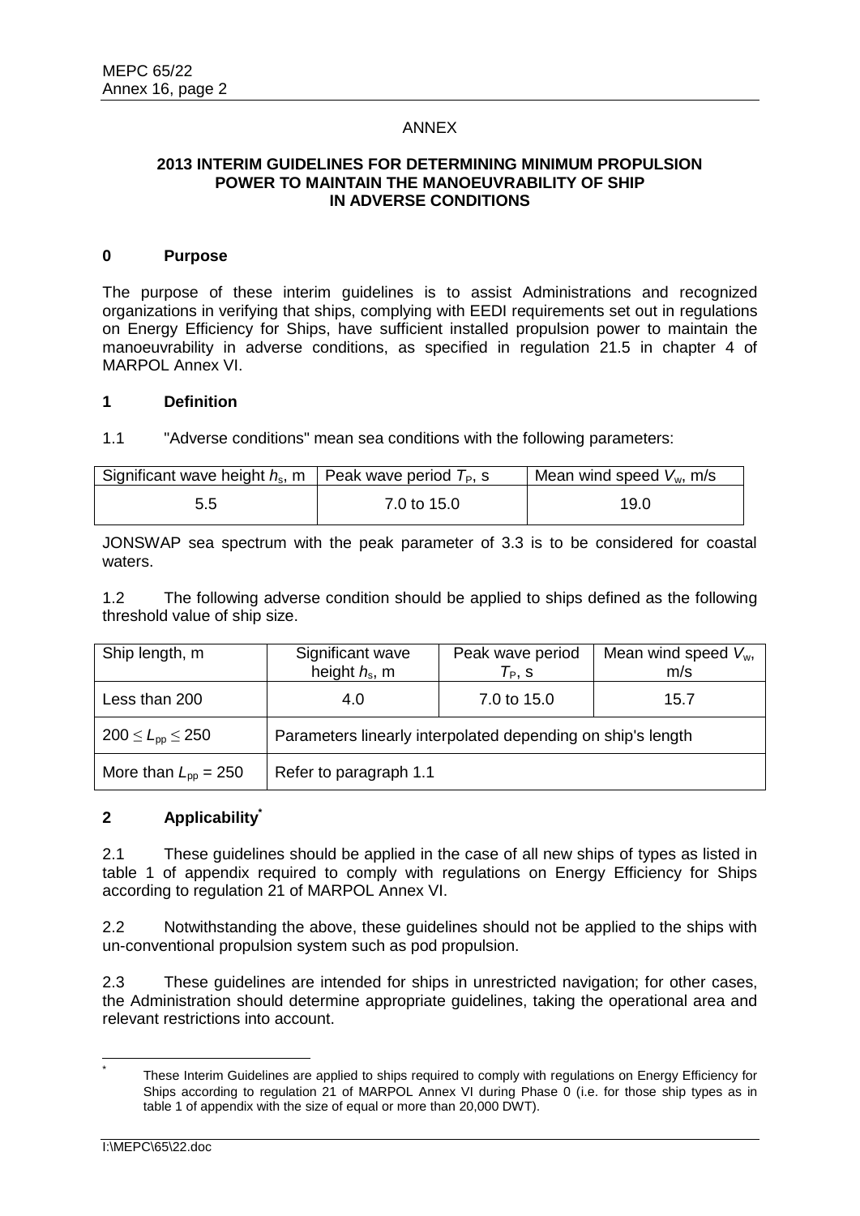ANNEX

## 2013 INTERIM GUIDELINES FOR DETERMINING MINIMUM PROPULSION POWER TO MAINTAIN THE MANOEUVRABILITY OF SHIP IN ADVERSE CONDITIONS

### 0 Purpose

The purpose of these interim guidelines is to assist Administrations and recognized organizations in verifying that ships, complying with EEDI requirements set out in regulations on Energy Efficiency for Ships, have sufficient installed propulsion power to maintain the manoeuvrability in adverse conditions, as specified in regulation 21.5 in chapter 4 of MARPOL Annex VI.

### 1 Definition

1.1 "Adverse conditions" mean sea conditions with the following parameters:

| Significant wave height $h_s$, m | Peak wave period $T_P$, s | Mean wind speed $V_w$, m/s |
|---|---|---|
| 5.5 | 7.0 to 15.0 | 19.0 |

JONSWAP sea spectrum with the peak parameter of 3.3 is to be considered for coastal waters.

1.2 The following adverse condition should be applied to ships defined as the following threshold value of ship size.

| Ship length, m | Significant wave height $h_s$, m | Peak wave period $T_P$, s | Mean wind speed $V_w$, m/s |
|---|---|---|---|
| Less than 200 | 4.0 | 7.0 to 15.0 | 15.7 |
| $200 \leq L_{pp} \leq 250$ | Parameters linearly interpolated depending on ship's length | | |
| More than $L_{pp}$ = 250 | Refer to paragraph 1.1 | | |

### 2 Applicability*

2.1 These guidelines should be applied in the case of all new ships of types as listed in table 1 of appendix required to comply with regulations on Energy Efficiency for Ships according to regulation 21 of MARPOL Annex VI.

2.2 Notwithstanding the above, these guidelines should not be applied to the ships with un-conventional propulsion system such as pod propulsion.

2.3 These guidelines are intended for ships in unrestricted navigation; for other cases, the Administration should determine appropriate guidelines, taking the operational area and relevant restrictions into account.

* These Interim Guidelines are applied to ships required to comply with regulations on Energy Efficiency for Ships according to regulation 21 of MARPOL Annex VI during Phase 0 (i.e. for those ship types as in table 1 of appendix with the size of equal or more than 20,000 DWT).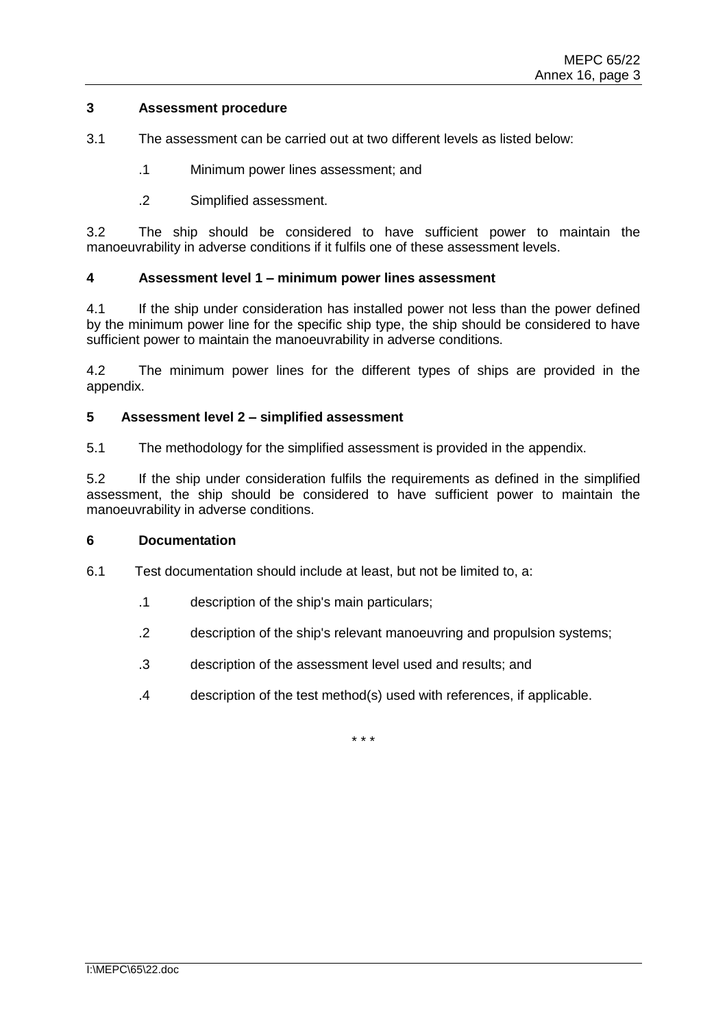## 3 Assessment procedure

3.1 The assessment can be carried out at two different levels as listed below:

.1 Minimum power lines assessment; and

.2 Simplified assessment.

3.2 The ship should be considered to have sufficient power to maintain the manoeuvrability in adverse conditions if it fulfils one of these assessment levels.

## 4 Assessment level 1 – minimum power lines assessment

4.1 If the ship under consideration has installed power not less than the power defined by the minimum power line for the specific ship type, the ship should be considered to have sufficient power to maintain the manoeuvrability in adverse conditions.

4.2 The minimum power lines for the different types of ships are provided in the appendix.

## 5 Assessment level 2 – simplified assessment

5.1 The methodology for the simplified assessment is provided in the appendix.

5.2 If the ship under consideration fulfils the requirements as defined in the simplified assessment, the ship should be considered to have sufficient power to maintain the manoeuvrability in adverse conditions.

## 6 Documentation

6.1 Test documentation should include at least, but not be limited to, a:

.1 description of the ship's main particulars;

.2 description of the ship's relevant manoeuvring and propulsion systems;

.3 description of the assessment level used and results; and

.4 description of the test method(s) used with references, if applicable.

\* \* \*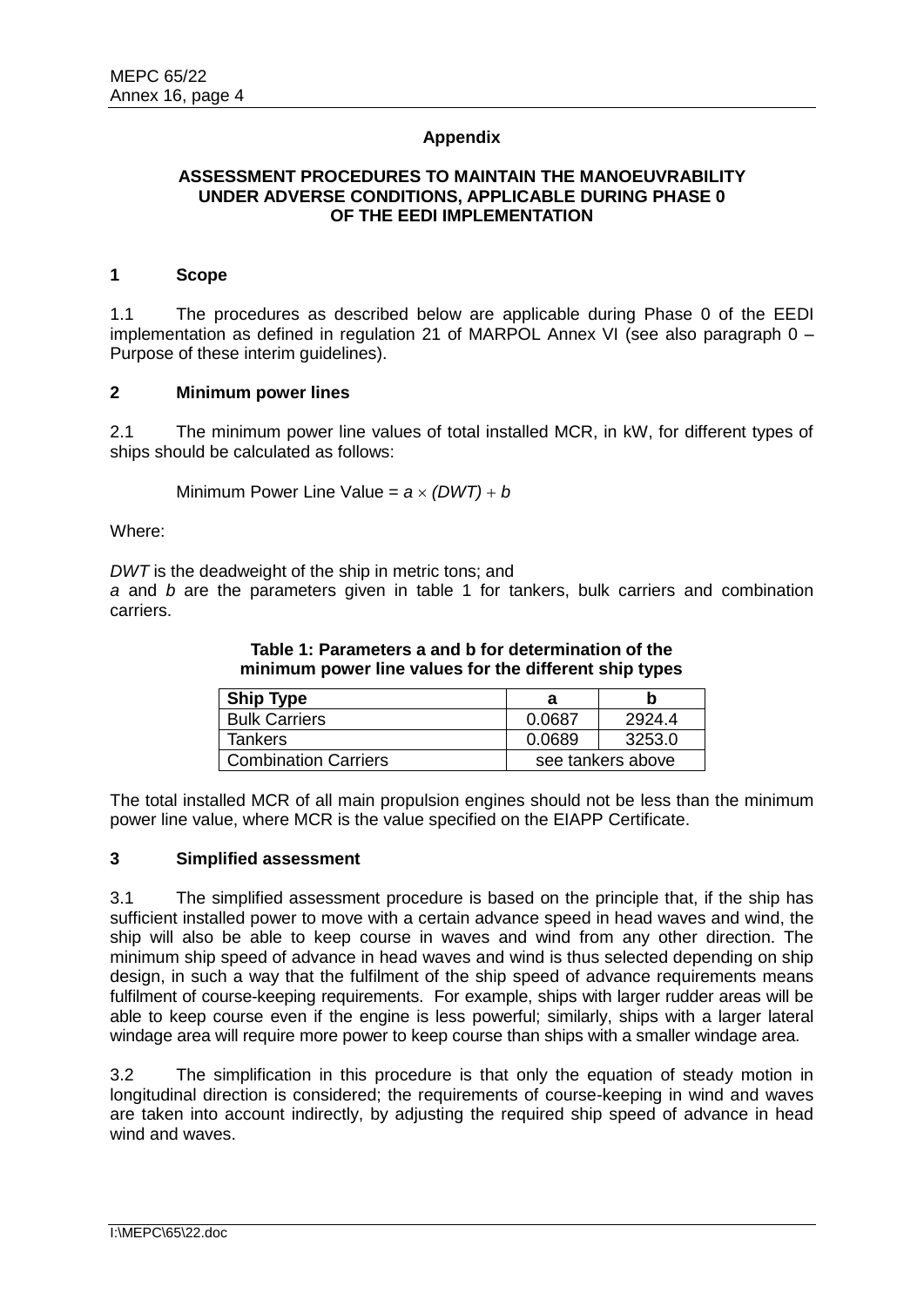## Appendix

### ASSESSMENT PROCEDURES TO MAINTAIN THE MANOEUVRABILITY UNDER ADVERSE CONDITIONS, APPLICABLE DURING PHASE 0 OF THE EEDI IMPLEMENTATION

### 1 Scope

1.1 The procedures as described below are applicable during Phase 0 of the EEDI implementation as defined in regulation 21 of MARPOL Annex VI (see also paragraph 0 – Purpose of these interim guidelines).

### 2 Minimum power lines

2.1 The minimum power line values of total installed MCR, in kW, for different types of ships should be calculated as follows:

$$\text{Minimum Power Line Value} = a \times (DWT) + b$$

Where:

*DWT* is the deadweight of the ship in metric tons; and
*a* and *b* are the parameters given in table 1 for tankers, bulk carriers and combination carriers.

**Table 1: Parameters a and b for determination of the minimum power line values for the different ship types**

| Ship Type | a | b |
|---|---|---|
| Bulk Carriers | 0.0687 | 2924.4 |
| Tankers | 0.0689 | 3253.0 |
| Combination Carriers | see tankers above | |

The total installed MCR of all main propulsion engines should not be less than the minimum power line value, where MCR is the value specified on the EIAPP Certificate.

### 3 Simplified assessment

3.1 The simplified assessment procedure is based on the principle that, if the ship has sufficient installed power to move with a certain advance speed in head waves and wind, the ship will also be able to keep course in waves and wind from any other direction. The minimum ship speed of advance in head waves and wind is thus selected depending on ship design, in such a way that the fulfilment of the ship speed of advance requirements means fulfilment of course-keeping requirements. For example, ships with larger rudder areas will be able to keep course even if the engine is less powerful; similarly, ships with a larger lateral windage area will require more power to keep course than ships with a smaller windage area.

3.2 The simplification in this procedure is that only the equation of steady motion in longitudinal direction is considered; the requirements of course-keeping in wind and waves are taken into account indirectly, by adjusting the required ship speed of advance in head wind and waves.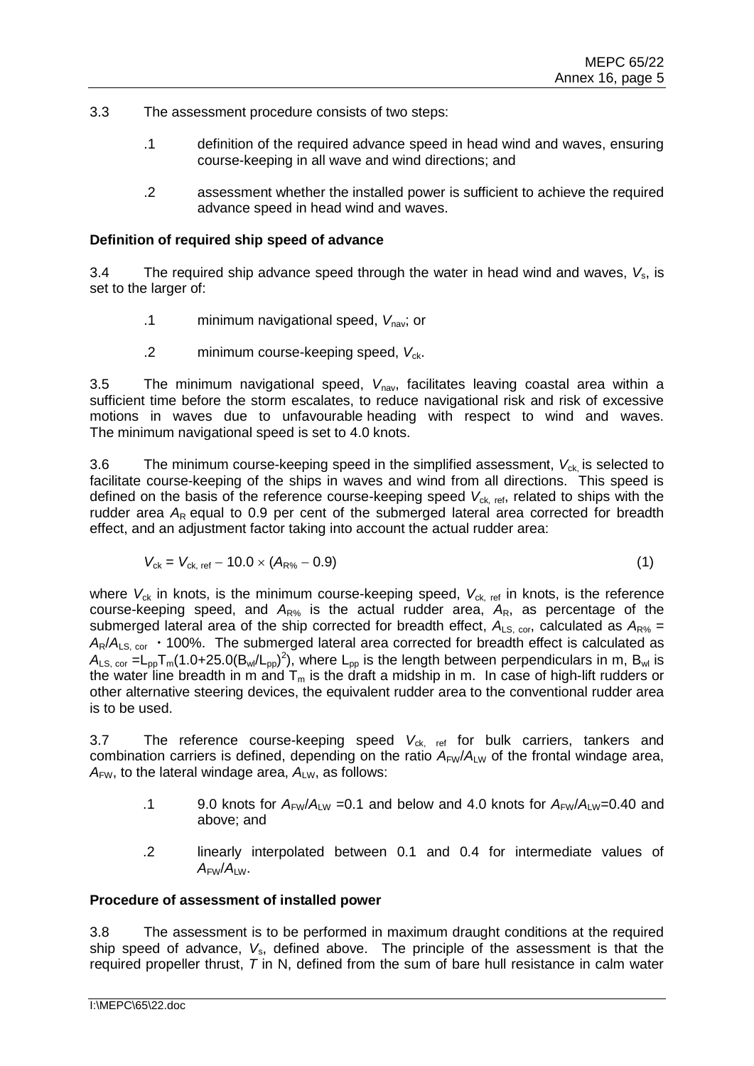3.3 The assessment procedure consists of two steps:

.1 definition of the required advance speed in head wind and waves, ensuring course-keeping in all wave and wind directions; and

.2 assessment whether the installed power is sufficient to achieve the required advance speed in head wind and waves.

**Definition of required ship speed of advance**

3.4 The required ship advance speed through the water in head wind and waves, $V_s$, is set to the larger of:

.1 minimum navigational speed, $V_{nav}$; or

.2 minimum course-keeping speed, $V_{ck}$.

3.5 The minimum navigational speed, $V_{nav}$, facilitates leaving coastal area within a sufficient time before the storm escalates, to reduce navigational risk and risk of excessive motions in waves due to unfavourable heading with respect to wind and waves. The minimum navigational speed is set to 4.0 knots.

3.6 The minimum course-keeping speed in the simplified assessment, $V_{ck,}$ is selected to facilitate course-keeping of the ships in waves and wind from all directions. This speed is defined on the basis of the reference course-keeping speed $V_{ck,\ ref}$, related to ships with the rudder area $A_R$ equal to 0.9 per cent of the submerged lateral area corrected for breadth effect, and an adjustment factor taking into account the actual rudder area:

$$V_{ck} = V_{ck,\ ref} - 10.0 \times (A_{R\%} - 0.9) \tag{1}$$

where $V_{ck}$ in knots, is the minimum course-keeping speed, $V_{ck,\ ref}$ in knots, is the reference course-keeping speed, and $A_{R\%}$ is the actual rudder area, $A_R$, as percentage of the submerged lateral area of the ship corrected for breadth effect, $A_{LS,\ cor}$, calculated as $A_{R\%} = A_R/A_{LS,\ cor} \cdot 100\%$. The submerged lateral area corrected for breadth effect is calculated as $A_{LS,\ cor} = L_{pp}T_m(1.0+25.0(B_{wl}/L_{pp})^2)$, where $L_{pp}$ is the length between perpendiculars in m, $B_{wl}$ is the water line breadth in m and $T_m$ is the draft a midship in m. In case of high-lift rudders or other alternative steering devices, the equivalent rudder area to the conventional rudder area is to be used.

3.7 The reference course-keeping speed $V_{ck,\ ref}$ for bulk carriers, tankers and combination carriers is defined, depending on the ratio $A_{FW}/A_{LW}$ of the frontal windage area, $A_{FW}$, to the lateral windage area, $A_{LW}$, as follows:

.1 9.0 knots for $A_{FW}/A_{LW}$ =0.1 and below and 4.0 knots for $A_{FW}/A_{LW}$=0.40 and above; and

.2 linearly interpolated between 0.1 and 0.4 for intermediate values of $A_{FW}/A_{LW}$.

**Procedure of assessment of installed power**

3.8 The assessment is to be performed in maximum draught conditions at the required ship speed of advance, $V_s$, defined above. The principle of the assessment is that the required propeller thrust, $T$ in N, defined from the sum of bare hull resistance in calm water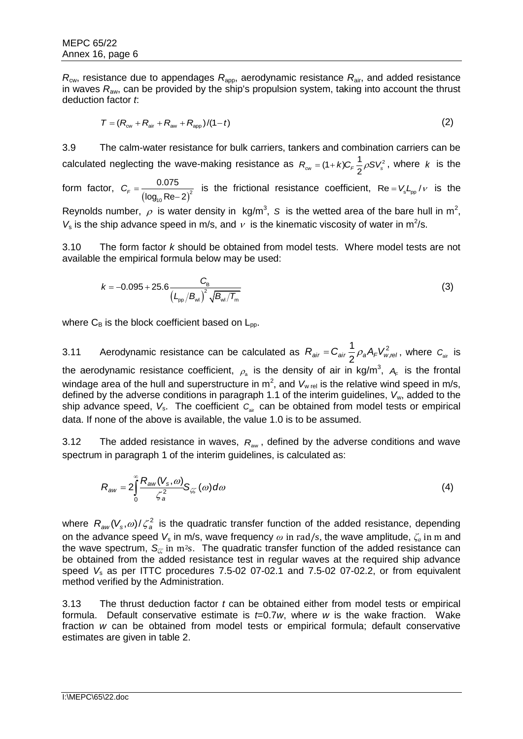$R_{cw}$, resistance due to appendages $R_{app}$, aerodynamic resistance $R_{air}$, and added resistance in waves $R_{aw}$, can be provided by the ship's propulsion system, taking into account the thrust deduction factor *t*:

$$T = (R_{cw} + R_{air} + R_{aw} + R_{app})/(1-t) \tag{2}$$

3.9 The calm-water resistance for bulk carriers, tankers and combination carriers can be calculated neglecting the wave-making resistance as $R_{cw} = (1+k)C_F \frac{1}{2}\rho S V_s^2$, where $k$ is the form factor, $C_F = \frac{0.075}{(\log_{10}\mathrm{Re}-2)^2}$ is the frictional resistance coefficient, $\mathrm{Re} = V_s L_{pp}/\nu$ is the Reynolds number, $\rho$ is water density in kg/m$^3$, $S$ is the wetted area of the bare hull in m$^2$, $V_s$ is the ship advance speed in m/s, and $\nu$ is the kinematic viscosity of water in m$^2$/s.

3.10 The form factor *k* should be obtained from model tests. Where model tests are not available the empirical formula below may be used:

$$k = -0.095 + 25.6 \frac{C_B}{\left(L_{pp}/B_{wl}\right)^2 \sqrt{B_{wl}/T_m}} \tag{3}$$

where $C_B$ is the block coefficient based on $L_{pp}$.

3.11 Aerodynamic resistance can be calculated as $R_{air} = C_{air}\frac{1}{2}\rho_a A_F V_{w,rel}^2$, where $C_{air}$ is the aerodynamic resistance coefficient, $\rho_a$ is the density of air in kg/m$^3$, $A_F$ is the frontal windage area of the hull and superstructure in m$^2$, and $V_{w\,rel}$ is the relative wind speed in m/s, defined by the adverse conditions in paragraph 1.1 of the interim guidelines, $V_w$, added to the ship advance speed, $V_s$. The coefficient $C_{air}$ can be obtained from model tests or empirical data. If none of the above is available, the value 1.0 is to be assumed.

3.12 The added resistance in waves, $R_{aw}$, defined by the adverse conditions and wave spectrum in paragraph 1 of the interim guidelines, is calculated as:

$$R_{aw} = 2\int_0^\infty \frac{R_{aw}(V_s,\omega)}{\zeta_a^2} S_{\zeta\zeta}(\omega)\,d\omega \tag{4}$$

where $R_{aw}(V_s,\omega)/\zeta_a^2$ is the quadratic transfer function of the added resistance, depending on the advance speed $V_s$ in m/s, wave frequency $\omega$ in rad/s, the wave amplitude, $\zeta_a$ in m and the wave spectrum, $S_{\zeta\zeta}$ in m$^2$s. The quadratic transfer function of the added resistance can be obtained from the added resistance test in regular waves at the required ship advance speed $V_s$ as per ITTC procedures 7.5-02 07-02.1 and 7.5-02 07-02.2, or from equivalent method verified by the Administration.

3.13 The thrust deduction factor *t* can be obtained either from model tests or empirical formula. Default conservative estimate is $t$=0.7$w$, where $w$ is the wake fraction. Wake fraction $w$ can be obtained from model tests or empirical formula; default conservative estimates are given in table 2.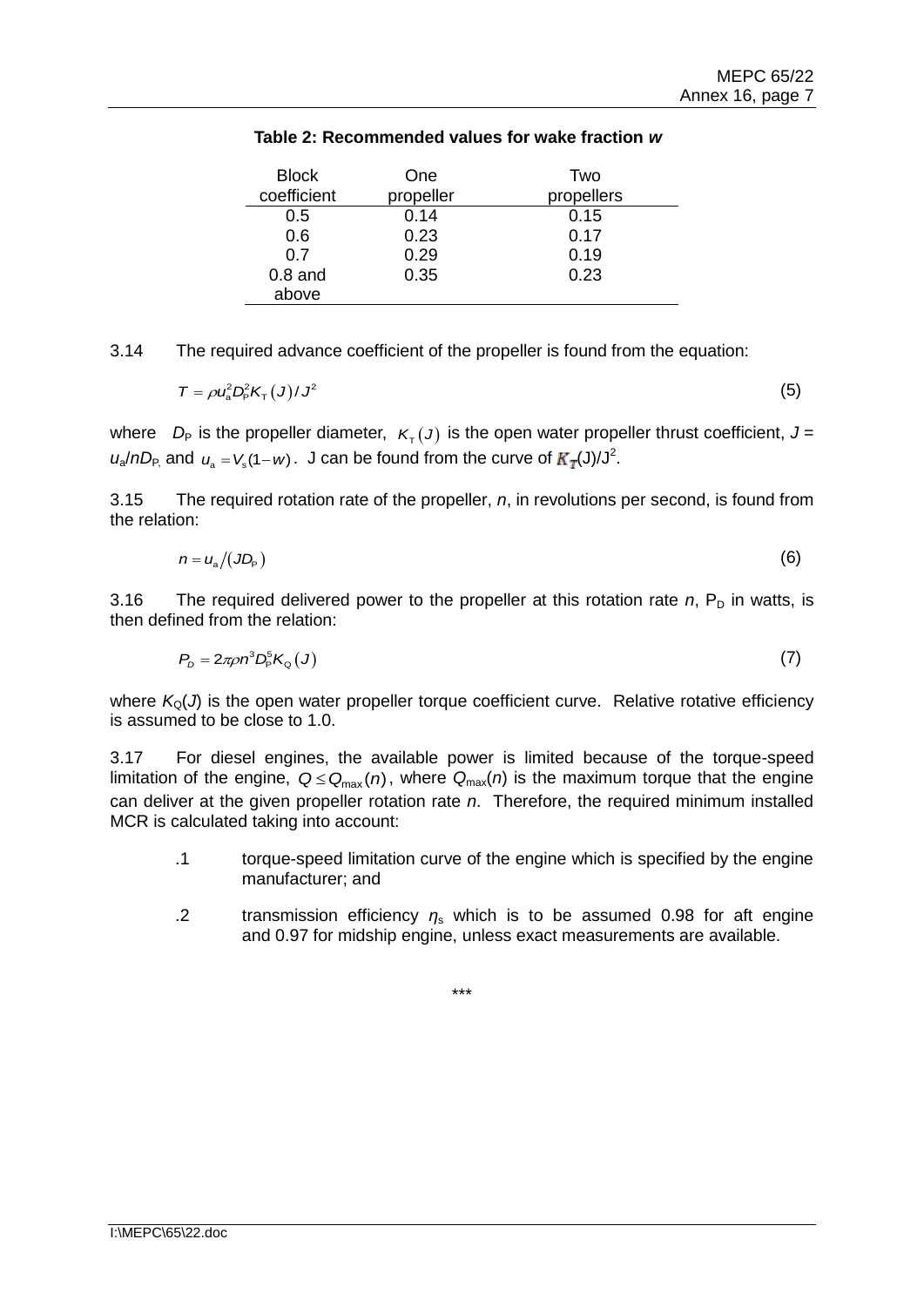**Table 2: Recommended values for wake fraction *w***

| Block coefficient | One propeller | Two propellers |
|---|---|---|
| 0.5 | 0.14 | 0.15 |
| 0.6 | 0.23 | 0.17 |
| 0.7 | 0.29 | 0.19 |
| 0.8 and above | 0.35 | 0.23 |

3.14 The required advance coefficient of the propeller is found from the equation:

$$T = \rho u_a^2 D_P^2 K_T(J)/J^2 \tag{5}$$

where $D_P$ is the propeller diameter, $K_T(J)$ is the open water propeller thrust coefficient, $J = u_a/nD_P$, and $u_a = V_s(1-w)$. J can be found from the curve of $K_T(J)/J^2$.

3.15 The required rotation rate of the propeller, $n$, in revolutions per second, is found from the relation:

$$n = u_a/(JD_P) \tag{6}$$

3.16 The required delivered power to the propeller at this rotation rate $n$, $P_D$ in watts, is then defined from the relation:

$$P_D = 2\pi\rho n^3 D_P^5 K_Q(J) \tag{7}$$

where $K_Q(J)$ is the open water propeller torque coefficient curve. Relative rotative efficiency is assumed to be close to 1.0.

3.17 For diesel engines, the available power is limited because of the torque-speed limitation of the engine, $Q \le Q_{max}(n)$, where $Q_{max}(n)$ is the maximum torque that the engine can deliver at the given propeller rotation rate $n$. Therefore, the required minimum installed MCR is calculated taking into account:

.1 torque-speed limitation curve of the engine which is specified by the engine manufacturer; and

.2 transmission efficiency $\eta_s$ which is to be assumed 0.98 for aft engine and 0.97 for midship engine, unless exact measurements are available.

***